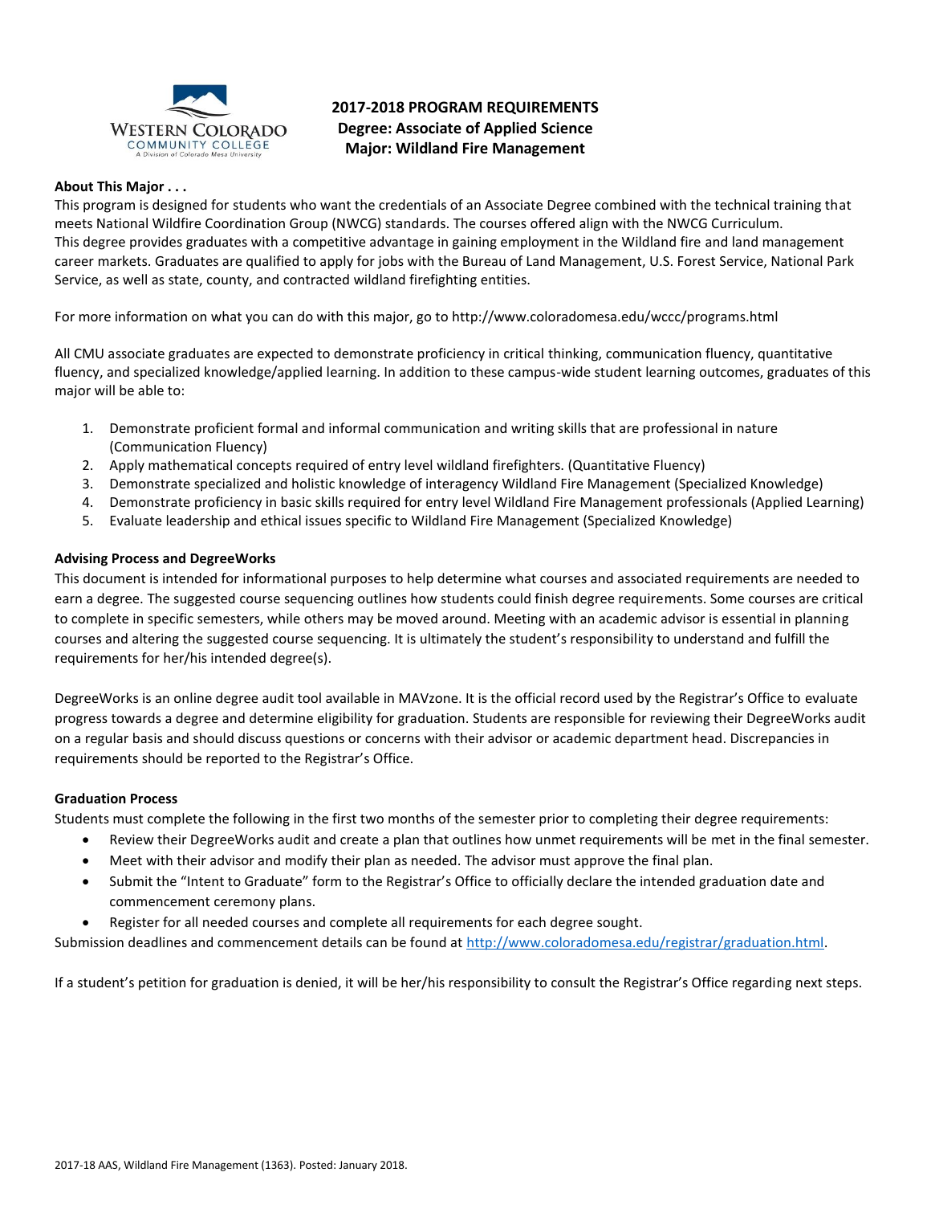WESTERN COLORADO COMMUNITY COLLEGE
A Division of Colorado Mesa University

# 2017-2018 PROGRAM REQUIREMENTS
## Degree: Associate of Applied Science
## Major: Wildland Fire Management

**About This Major . . .**

This program is designed for students who want the credentials of an Associate Degree combined with the technical training that meets National Wildfire Coordination Group (NWCG) standards. The courses offered align with the NWCG Curriculum. This degree provides graduates with a competitive advantage in gaining employment in the Wildland fire and land management career markets. Graduates are qualified to apply for jobs with the Bureau of Land Management, U.S. Forest Service, National Park Service, as well as state, county, and contracted wildland firefighting entities.

For more information on what you can do with this major, go to http://www.coloradomesa.edu/wccc/programs.html

All CMU associate graduates are expected to demonstrate proficiency in critical thinking, communication fluency, quantitative fluency, and specialized knowledge/applied learning. In addition to these campus-wide student learning outcomes, graduates of this major will be able to:

1. Demonstrate proficient formal and informal communication and writing skills that are professional in nature (Communication Fluency)
2. Apply mathematical concepts required of entry level wildland firefighters. (Quantitative Fluency)
3. Demonstrate specialized and holistic knowledge of interagency Wildland Fire Management (Specialized Knowledge)
4. Demonstrate proficiency in basic skills required for entry level Wildland Fire Management professionals (Applied Learning)
5. Evaluate leadership and ethical issues specific to Wildland Fire Management (Specialized Knowledge)

**Advising Process and DegreeWorks**

This document is intended for informational purposes to help determine what courses and associated requirements are needed to earn a degree. The suggested course sequencing outlines how students could finish degree requirements. Some courses are critical to complete in specific semesters, while others may be moved around. Meeting with an academic advisor is essential in planning courses and altering the suggested course sequencing. It is ultimately the student's responsibility to understand and fulfill the requirements for her/his intended degree(s).

DegreeWorks is an online degree audit tool available in MAVzone. It is the official record used by the Registrar's Office to evaluate progress towards a degree and determine eligibility for graduation. Students are responsible for reviewing their DegreeWorks audit on a regular basis and should discuss questions or concerns with their advisor or academic department head. Discrepancies in requirements should be reported to the Registrar's Office.

**Graduation Process**

Students must complete the following in the first two months of the semester prior to completing their degree requirements:

- Review their DegreeWorks audit and create a plan that outlines how unmet requirements will be met in the final semester.
- Meet with their advisor and modify their plan as needed. The advisor must approve the final plan.
- Submit the "Intent to Graduate" form to the Registrar's Office to officially declare the intended graduation date and commencement ceremony plans.
- Register for all needed courses and complete all requirements for each degree sought.

Submission deadlines and commencement details can be found at http://www.coloradomesa.edu/registrar/graduation.html.

If a student's petition for graduation is denied, it will be her/his responsibility to consult the Registrar's Office regarding next steps.

2017-18 AAS, Wildland Fire Management (1363). Posted: January 2018.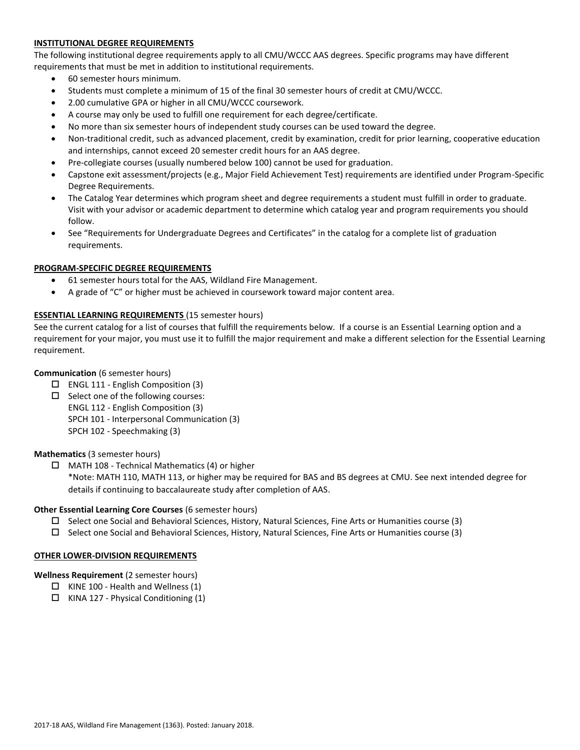## INSTITUTIONAL DEGREE REQUIREMENTS

The following institutional degree requirements apply to all CMU/WCCC AAS degrees. Specific programs may have different requirements that must be met in addition to institutional requirements.

- 60 semester hours minimum.
- Students must complete a minimum of 15 of the final 30 semester hours of credit at CMU/WCCC.
- 2.00 cumulative GPA or higher in all CMU/WCCC coursework.
- A course may only be used to fulfill one requirement for each degree/certificate.
- No more than six semester hours of independent study courses can be used toward the degree.
- Non-traditional credit, such as advanced placement, credit by examination, credit for prior learning, cooperative education and internships, cannot exceed 20 semester credit hours for an AAS degree.
- Pre-collegiate courses (usually numbered below 100) cannot be used for graduation.
- Capstone exit assessment/projects (e.g., Major Field Achievement Test) requirements are identified under Program-Specific Degree Requirements.
- The Catalog Year determines which program sheet and degree requirements a student must fulfill in order to graduate. Visit with your advisor or academic department to determine which catalog year and program requirements you should follow.
- See "Requirements for Undergraduate Degrees and Certificates" in the catalog for a complete list of graduation requirements.

## PROGRAM-SPECIFIC DEGREE REQUIREMENTS

- 61 semester hours total for the AAS, Wildland Fire Management.
- A grade of "C" or higher must be achieved in coursework toward major content area.

## ESSENTIAL LEARNING REQUIREMENTS (15 semester hours)

See the current catalog for a list of courses that fulfill the requirements below. If a course is an Essential Learning option and a requirement for your major, you must use it to fulfill the major requirement and make a different selection for the Essential Learning requirement.

**Communication** (6 semester hours)

- ☐ ENGL 111 - English Composition (3)
- ☐ Select one of the following courses:
  ENGL 112 - English Composition (3)
  SPCH 101 - Interpersonal Communication (3)
  SPCH 102 - Speechmaking (3)

**Mathematics** (3 semester hours)

- ☐ MATH 108 - Technical Mathematics (4) or higher
  *Note: MATH 110, MATH 113, or higher may be required for BAS and BS degrees at CMU. See next intended degree for details if continuing to baccalaureate study after completion of AAS.

**Other Essential Learning Core Courses** (6 semester hours)

- ☐ Select one Social and Behavioral Sciences, History, Natural Sciences, Fine Arts or Humanities course (3)
- ☐ Select one Social and Behavioral Sciences, History, Natural Sciences, Fine Arts or Humanities course (3)

## OTHER LOWER-DIVISION REQUIREMENTS

**Wellness Requirement** (2 semester hours)

- ☐ KINE 100 - Health and Wellness (1)
- ☐ KINA 127 - Physical Conditioning (1)

2017-18 AAS, Wildland Fire Management (1363). Posted: January 2018.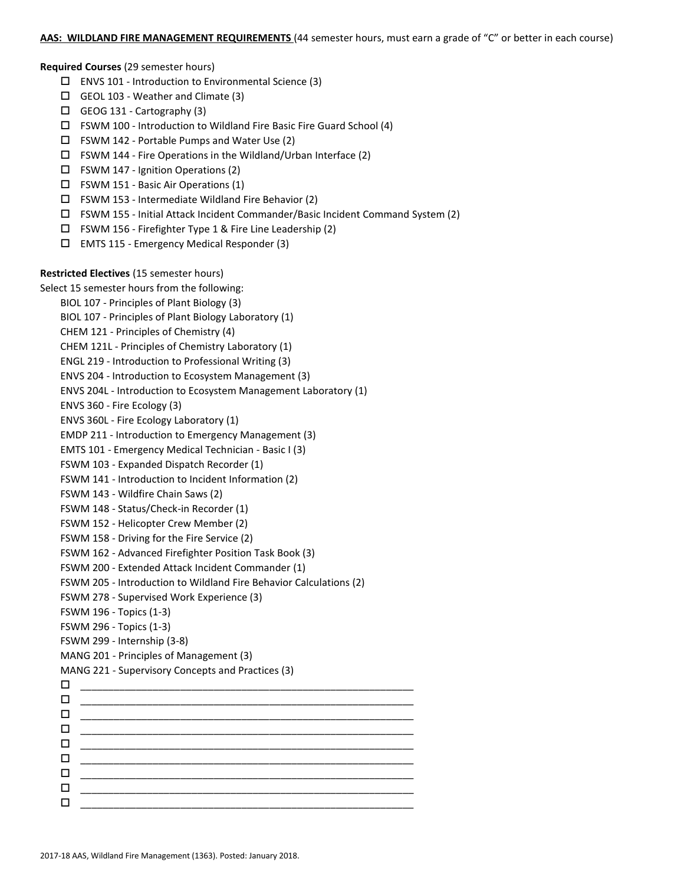**AAS: WILDLAND FIRE MANAGEMENT REQUIREMENTS** (44 semester hours, must earn a grade of "C" or better in each course)

**Required Courses** (29 semester hours)

- ☐ ENVS 101 - Introduction to Environmental Science (3)
- ☐ GEOL 103 - Weather and Climate (3)
- ☐ GEOG 131 - Cartography (3)
- ☐ FSWM 100 - Introduction to Wildland Fire Basic Fire Guard School (4)
- ☐ FSWM 142 - Portable Pumps and Water Use (2)
- ☐ FSWM 144 - Fire Operations in the Wildland/Urban Interface (2)
- ☐ FSWM 147 - Ignition Operations (2)
- ☐ FSWM 151 - Basic Air Operations (1)
- ☐ FSWM 153 - Intermediate Wildland Fire Behavior (2)
- ☐ FSWM 155 - Initial Attack Incident Commander/Basic Incident Command System (2)
- ☐ FSWM 156 - Firefighter Type 1 & Fire Line Leadership (2)
- ☐ EMTS 115 - Emergency Medical Responder (3)

**Restricted Electives** (15 semester hours)

Select 15 semester hours from the following:

BIOL 107 - Principles of Plant Biology (3)
BIOL 107 - Principles of Plant Biology Laboratory (1)
CHEM 121 - Principles of Chemistry (4)
CHEM 121L - Principles of Chemistry Laboratory (1)
ENGL 219 - Introduction to Professional Writing (3)
ENVS 204 - Introduction to Ecosystem Management (3)
ENVS 204L - Introduction to Ecosystem Management Laboratory (1)
ENVS 360 - Fire Ecology (3)
ENVS 360L - Fire Ecology Laboratory (1)
EMDP 211 - Introduction to Emergency Management (3)
EMTS 101 - Emergency Medical Technician - Basic I (3)
FSWM 103 - Expanded Dispatch Recorder (1)
FSWM 141 - Introduction to Incident Information (2)
FSWM 143 - Wildfire Chain Saws (2)
FSWM 148 - Status/Check-in Recorder (1)
FSWM 152 - Helicopter Crew Member (2)
FSWM 158 - Driving for the Fire Service (2)
FSWM 162 - Advanced Firefighter Position Task Book (3)
FSWM 200 - Extended Attack Incident Commander (1)
FSWM 205 - Introduction to Wildland Fire Behavior Calculations (2)
FSWM 278 - Supervised Work Experience (3)
FSWM 196 - Topics (1-3)
FSWM 296 - Topics (1-3)
FSWM 299 - Internship (3-8)
MANG 201 - Principles of Management (3)
MANG 221 - Supervisory Concepts and Practices (3)

- ☐ ____________________________________________
- ☐ ____________________________________________
- ☐ ____________________________________________
- ☐ ____________________________________________
- ☐ ____________________________________________
- ☐ ____________________________________________
- ☐ ____________________________________________
- ☐ ____________________________________________
- ☐ ____________________________________________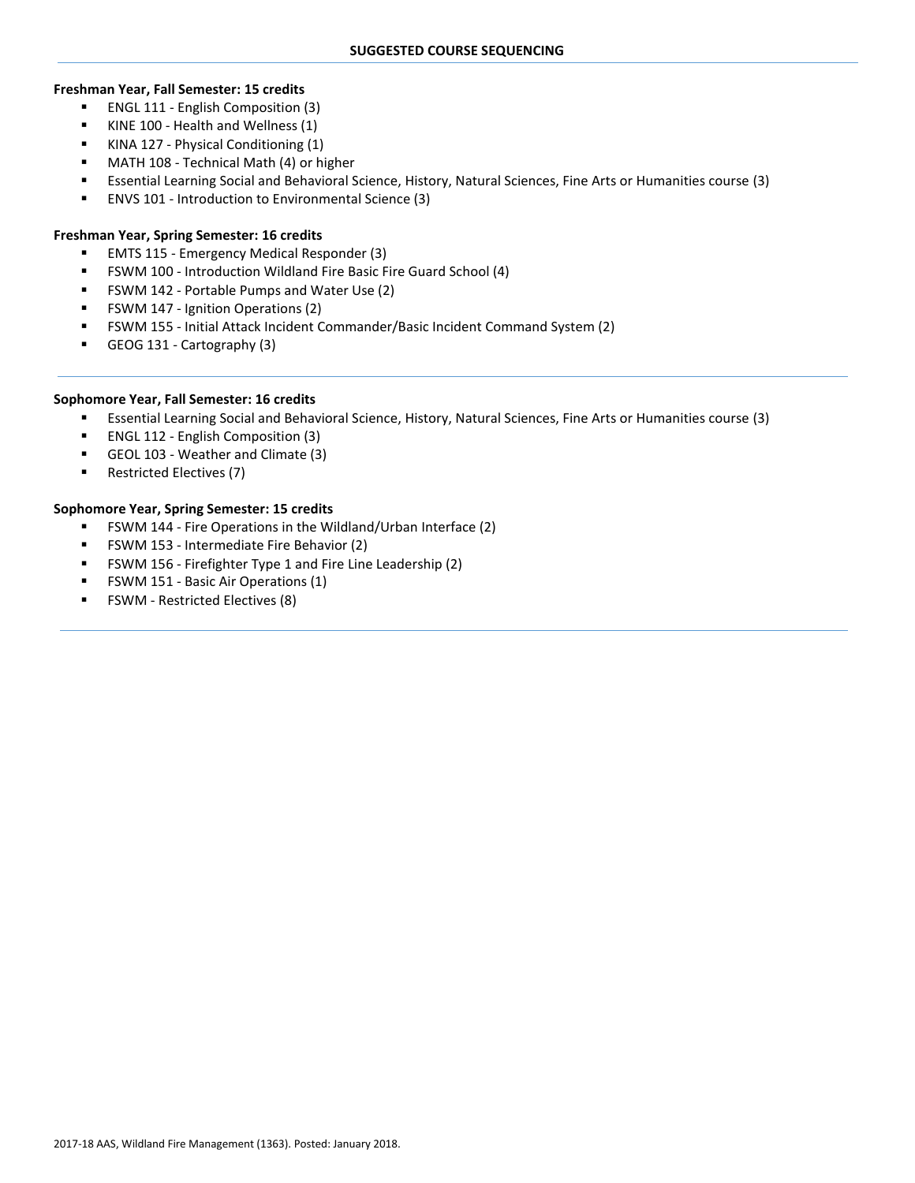## SUGGESTED COURSE SEQUENCING

**Freshman Year, Fall Semester: 15 credits**

- ENGL 111 - English Composition (3)
- KINE 100 - Health and Wellness (1)
- KINA 127 - Physical Conditioning (1)
- MATH 108 - Technical Math (4) or higher
- Essential Learning Social and Behavioral Science, History, Natural Sciences, Fine Arts or Humanities course (3)
- ENVS 101 - Introduction to Environmental Science (3)

**Freshman Year, Spring Semester: 16 credits**

- EMTS 115 - Emergency Medical Responder (3)
- FSWM 100 - Introduction Wildland Fire Basic Fire Guard School (4)
- FSWM 142 - Portable Pumps and Water Use (2)
- FSWM 147 - Ignition Operations (2)
- FSWM 155 - Initial Attack Incident Commander/Basic Incident Command System (2)
- GEOG 131 - Cartography (3)

---

**Sophomore Year, Fall Semester: 16 credits**

- Essential Learning Social and Behavioral Science, History, Natural Sciences, Fine Arts or Humanities course (3)
- ENGL 112 - English Composition (3)
- GEOL 103 - Weather and Climate (3)
- Restricted Electives (7)

**Sophomore Year, Spring Semester: 15 credits**

- FSWM 144 - Fire Operations in the Wildland/Urban Interface (2)
- FSWM 153 - Intermediate Fire Behavior (2)
- FSWM 156 - Firefighter Type 1 and Fire Line Leadership (2)
- FSWM 151 - Basic Air Operations (1)
- FSWM - Restricted Electives (8)

---